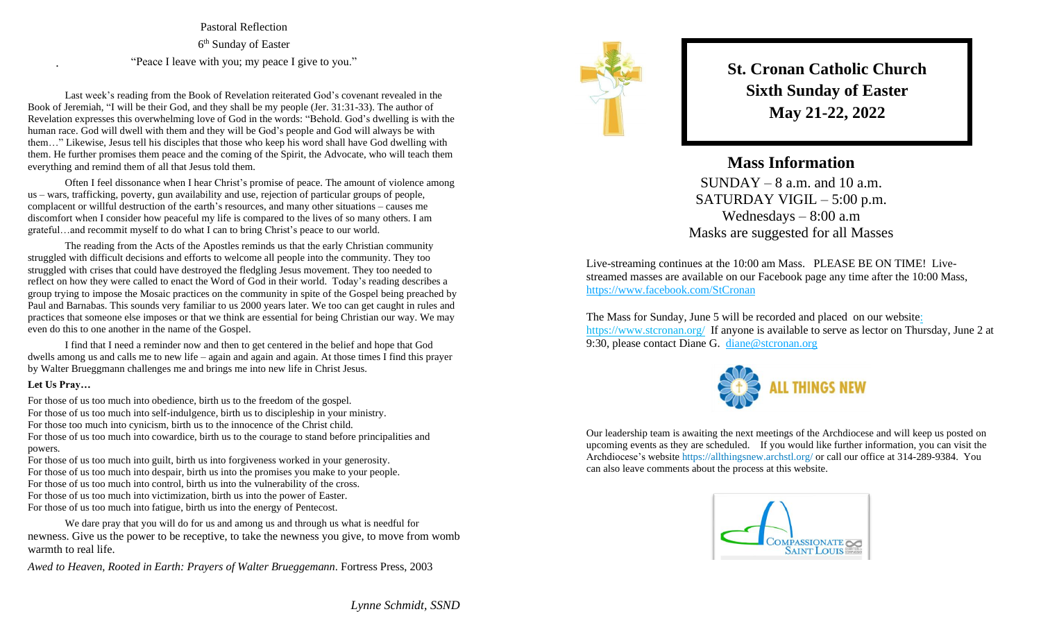Pastoral Reflection

6th Sunday of Easter

"Peace I leave with you; my peace I give to you."

Last week's reading from the Book of Revelation reiterated God's covenant revealed in the Book of Jeremiah, "I will be their God, and they shall be my people (Jer. 31:31-33). The author of Revelation expresses this overwhelming love of God in the words: "Behold. God's dwelling is with the human race. God will dwell with them and they will be God's people and God will always be with them…" Likewise, Jesus tell his disciples that those who keep his word shall have God dwelling with them. He further promises them peace and the coming of the Spirit, the Advocate, who will teach them everything and remind them of all that Jesus told them.

Often I feel dissonance when I hear Christ's promise of peace. The amount of violence among us – wars, trafficking, poverty, gun availability and use, rejection of particular groups of people, complacent or willful destruction of the earth's resources, and many other situations – causes me discomfort when I consider how peaceful my life is compared to the lives of so many others. I am grateful…and recommit myself to do what I can to bring Christ's peace to our world.

The reading from the Acts of the Apostles reminds us that the early Christian community struggled with difficult decisions and efforts to welcome all people into the community. They too struggled with crises that could have destroyed the fledgling Jesus movement. They too needed to reflect on how they were called to enact the Word of God in their world. Today's reading describes a group trying to impose the Mosaic practices on the community in spite of the Gospel being preached by Paul and Barnabas. This sounds very familiar to us 2000 years later. We too can get caught in rules and practices that someone else imposes or that we think are essential for being Christian our way. We may even do this to one another in the name of the Gospel.

I find that I need a reminder now and then to get centered in the belief and hope that God dwells among us and calls me to new life – again and again and again. At those times I find this prayer by Walter Brueggmann challenges me and brings me into new life in Christ Jesus.

**Let Us Pray…**

For those of us too much into obedience, birth us to the freedom of the gospel.
For those of us too much into self-indulgence, birth us to discipleship in your ministry.
For those too much into cynicism, birth us to the innocence of the Christ child.
For those of us too much into cowardice, birth us to the courage to stand before principalities and powers.
For those of us too much into guilt, birth us into forgiveness worked in your generosity.
For those of us too much into despair, birth us into the promises you make to your people.
For those of us too much into control, birth us into the vulnerability of the cross.
For those of us too much into victimization, birth us into the power of Easter.
For those of us too much into fatigue, birth us into the energy of Pentecost.

We dare pray that you will do for us and among us and through us what is needful for newness. Give us the power to be receptive, to take the newness you give, to move from womb warmth to real life.

*Awed to Heaven, Rooted in Earth: Prayers of Walter Brueggemann*. Fortress Press, 2003

*Lynne Schmidt, SSND*

# St. Cronan Catholic Church
# Sixth Sunday of Easter
# May 21-22, 2022

## Mass Information

SUNDAY – 8 a.m. and 10 a.m.
SATURDAY VIGIL – 5:00 p.m.
Wednesdays – 8:00 a.m
Masks are suggested for all Masses

Live-streaming continues at the 10:00 am Mass. PLEASE BE ON TIME! Live-streamed masses are available on our Facebook page any time after the 10:00 Mass, https://www.facebook.com/StCronan

The Mass for Sunday, June 5 will be recorded and placed on our website: https://www.stcronan.org/ If anyone is available to serve as lector on Thursday, June 2 at 9:30, please contact Diane G. diane@stcronan.org

ALL THINGS NEW

Our leadership team is awaiting the next meetings of the Archdiocese and will keep us posted on upcoming events as they are scheduled. If you would like further information, you can visit the Archdiocese's website https://allthingsnew.archstl.org/ or call our office at 314-289-9384. You can also leave comments about the process at this website.

COMPASSIONATE SAINT LOUIS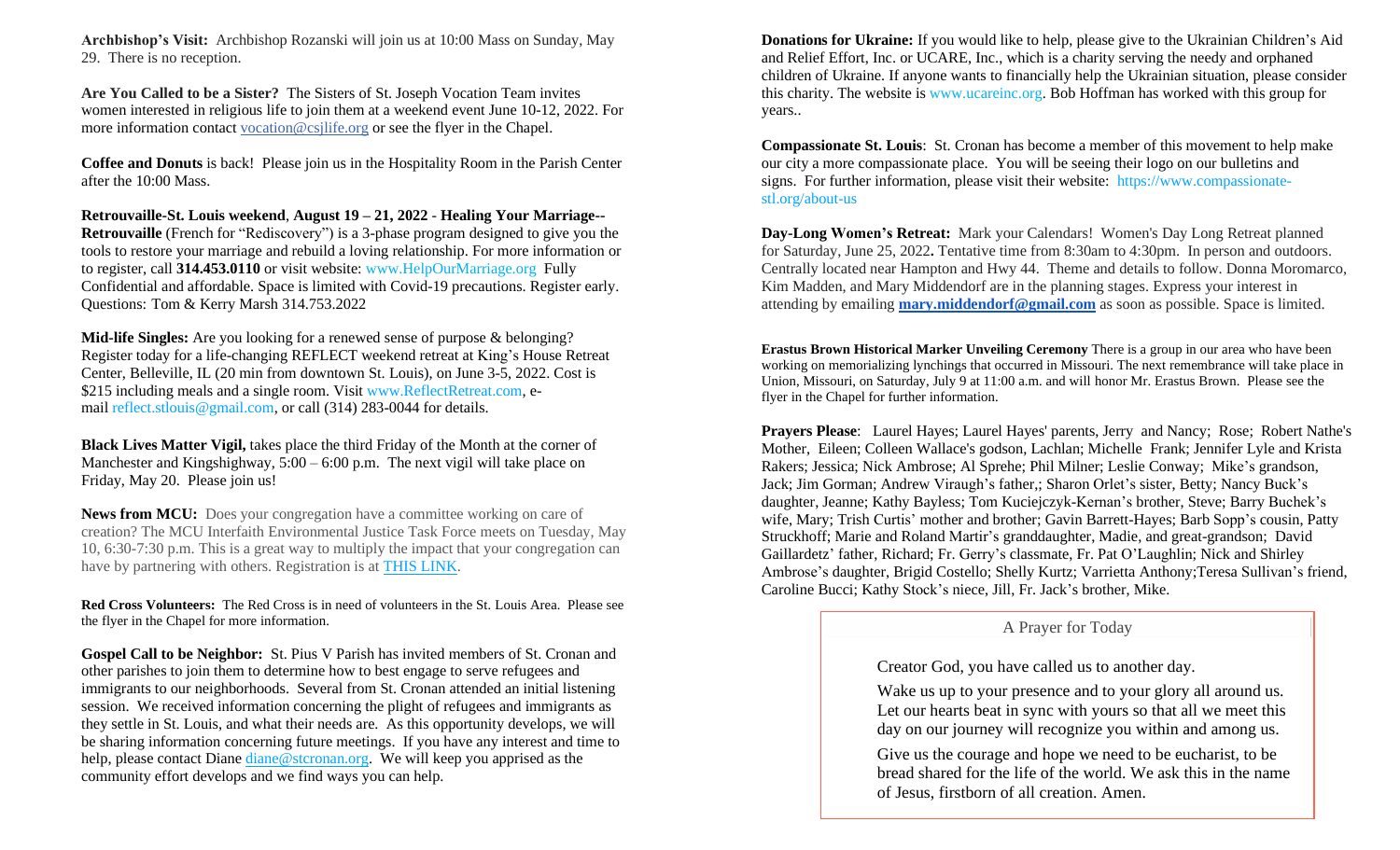**Archbishop's Visit:** Archbishop Rozanski will join us at 10:00 Mass on Sunday, May 29. There is no reception.

**Are You Called to be a Sister?** The Sisters of St. Joseph Vocation Team invites women interested in religious life to join them at a weekend event June 10-12, 2022. For more information contact vocation@csjlife.org or see the flyer in the Chapel.

**Coffee and Donuts** is back! Please join us in the Hospitality Room in the Parish Center after the 10:00 Mass.

**Retrouvaille-St. Louis weekend**, **August 19 – 21, 2022 - Healing Your Marriage--** **Retrouvaille** (French for "Rediscovery") is a 3-phase program designed to give you the tools to restore your marriage and rebuild a loving relationship. For more information or to register, call **314.453.0110** or visit website: www.HelpOurMarriage.org Fully Confidential and affordable. Space is limited with Covid-19 precautions. Register early. Questions: Tom & Kerry Marsh 314.753.2022

**Mid-life Singles:** Are you looking for a renewed sense of purpose & belonging? Register today for a life-changing REFLECT weekend retreat at King's House Retreat Center, Belleville, IL (20 min from downtown St. Louis), on June 3-5, 2022. Cost is $215 including meals and a single room. Visit www.ReflectRetreat.com, e-mail reflect.stlouis@gmail.com, or call (314) 283-0044 for details.

**Black Lives Matter Vigil,** takes place the third Friday of the Month at the corner of Manchester and Kingshighway, 5:00 – 6:00 p.m. The next vigil will take place on Friday, May 20. Please join us!

**News from MCU:** Does your congregation have a committee working on care of creation? The MCU Interfaith Environmental Justice Task Force meets on Tuesday, May 10, 6:30-7:30 p.m. This is a great way to multiply the impact that your congregation can have by partnering with others. Registration is at THIS LINK.

**Red Cross Volunteers:** The Red Cross is in need of volunteers in the St. Louis Area. Please see the flyer in the Chapel for more information.

**Gospel Call to be Neighbor:** St. Pius V Parish has invited members of St. Cronan and other parishes to join them to determine how to best engage to serve refugees and immigrants to our neighborhoods. Several from St. Cronan attended an initial listening session. We received information concerning the plight of refugees and immigrants as they settle in St. Louis, and what their needs are. As this opportunity develops, we will be sharing information concerning future meetings. If you have any interest and time to help, please contact Diane diane@stcronan.org. We will keep you apprised as the community effort develops and we find ways you can help.

**Donations for Ukraine:** If you would like to help, please give to the Ukrainian Children's Aid and Relief Effort, Inc. or UCARE, Inc., which is a charity serving the needy and orphaned children of Ukraine. If anyone wants to financially help the Ukrainian situation, please consider this charity. The website is www.ucareinc.org. Bob Hoffman has worked with this group for years..

**Compassionate St. Louis**: St. Cronan has become a member of this movement to help make our city a more compassionate place. You will be seeing their logo on our bulletins and signs. For further information, please visit their website: https://www.compassionate-stl.org/about-us

**Day-Long Women's Retreat:** Mark your Calendars! Women's Day Long Retreat planned for Saturday, June 25, 2022**.** Tentative time from 8:30am to 4:30pm. In person and outdoors. Centrally located near Hampton and Hwy 44. Theme and details to follow. Donna Moromarco, Kim Madden, and Mary Middendorf are in the planning stages. Express your interest in attending by emailing **mary.middendorf@gmail.com** as soon as possible. Space is limited.

**Erastus Brown Historical Marker Unveiling Ceremony** There is a group in our area who have been working on memorializing lynchings that occurred in Missouri. The next remembrance will take place in Union, Missouri, on Saturday, July 9 at 11:00 a.m. and will honor Mr. Erastus Brown. Please see the flyer in the Chapel for further information.

**Prayers Please**: Laurel Hayes; Laurel Hayes' parents, Jerry and Nancy; Rose; Robert Nathe's Mother, Eileen; Colleen Wallace's godson, Lachlan; Michelle Frank; Jennifer Lyle and Krista Rakers; Jessica; Nick Ambrose; Al Sprehe; Phil Milner; Leslie Conway; Mike's grandson, Jack; Jim Gorman; Andrew Viraugh's father,; Sharon Orlet's sister, Betty; Nancy Buck's daughter, Jeanne; Kathy Bayless; Tom Kuciejczyk-Kernan's brother, Steve; Barry Buchek's wife, Mary; Trish Curtis' mother and brother; Gavin Barrett-Hayes; Barb Sopp's cousin, Patty Struckhoff; Marie and Roland Martir's granddaughter, Madie, and great-grandson; David Gaillardetz' father, Richard; Fr. Gerry's classmate, Fr. Pat O'Laughlin; Nick and Shirley Ambrose's daughter, Brigid Costello; Shelly Kurtz; Varrietta Anthony;Teresa Sullivan's friend, Caroline Bucci; Kathy Stock's niece, Jill, Fr. Jack's brother, Mike.

A Prayer for Today

Creator God, you have called us to another day.

Wake us up to your presence and to your glory all around us. Let our hearts beat in sync with yours so that all we meet this day on our journey will recognize you within and among us.

Give us the courage and hope we need to be eucharist, to be bread shared for the life of the world. We ask this in the name of Jesus, firstborn of all creation. Amen.